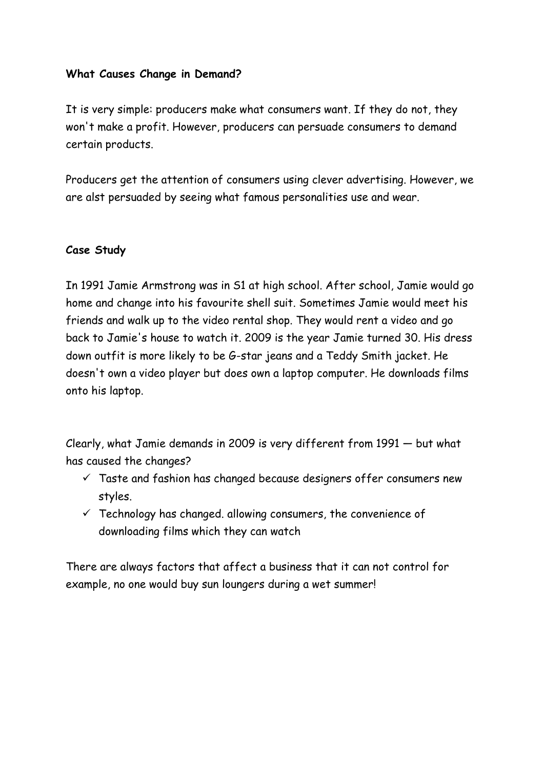**What Causes Change in Demand?**

It is very simple: producers make what consumers want. If they do not, they won't make a profit. However, producers can persuade consumers to demand certain products.

Producers get the attention of consumers using clever advertising. However, we are alst persuaded by seeing what famous personalities use and wear.

**Case Study**

In 1991 Jamie Armstrong was in S1 at high school. After school, Jamie would go home and change into his favourite shell suit. Sometimes Jamie would meet his friends and walk up to the video rental shop. They would rent a video and go back to Jamie's house to watch it. 2009 is the year Jamie turned 30. His dress down outfit is more likely to be G-star jeans and a Teddy Smith jacket. He doesn't own a video player but does own a laptop computer. He downloads films onto his laptop.

Clearly, what Jamie demands in 2009 is very different from 1991 — but what has caused the changes?

- ✓ Taste and fashion has changed because designers offer consumers new styles.
- ✓ Technology has changed. allowing consumers, the convenience of downloading films which they can watch

There are always factors that affect a business that it can not control for example, no one would buy sun loungers during a wet summer!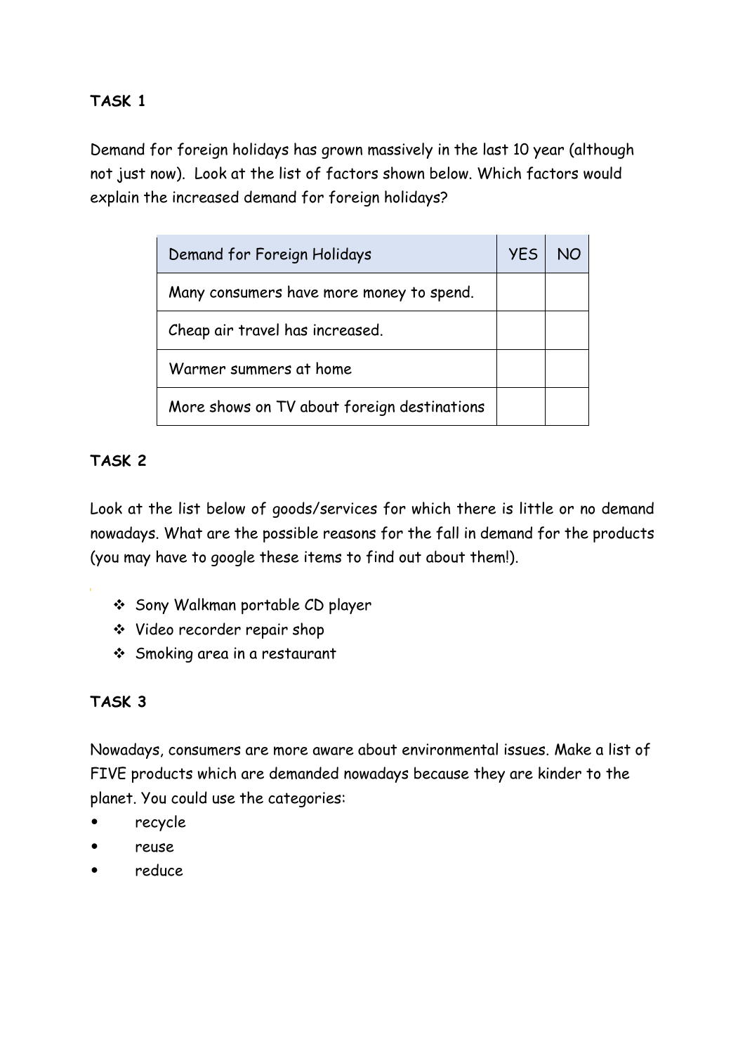**TASK 1**

Demand for foreign holidays has grown massively in the last 10 year (although not just now). Look at the list of factors shown below. Which factors would explain the increased demand for foreign holidays?

| Demand for Foreign Holidays | YES | NO |
|---|---|---|
| Many consumers have more money to spend. | | |
| Cheap air travel has increased. | | |
| Warmer summers at home | | |
| More shows on TV about foreign destinations | | |

**TASK 2**

Look at the list below of goods/services for which there is little or no demand nowadays. What are the possible reasons for the fall in demand for the products (you may have to google these items to find out about them!).

- Sony Walkman portable CD player
- Video recorder repair shop
- Smoking area in a restaurant

**TASK 3**

Nowadays, consumers are more aware about environmental issues. Make a list of FIVE products which are demanded nowadays because they are kinder to the planet. You could use the categories:

- recycle
- reuse
- reduce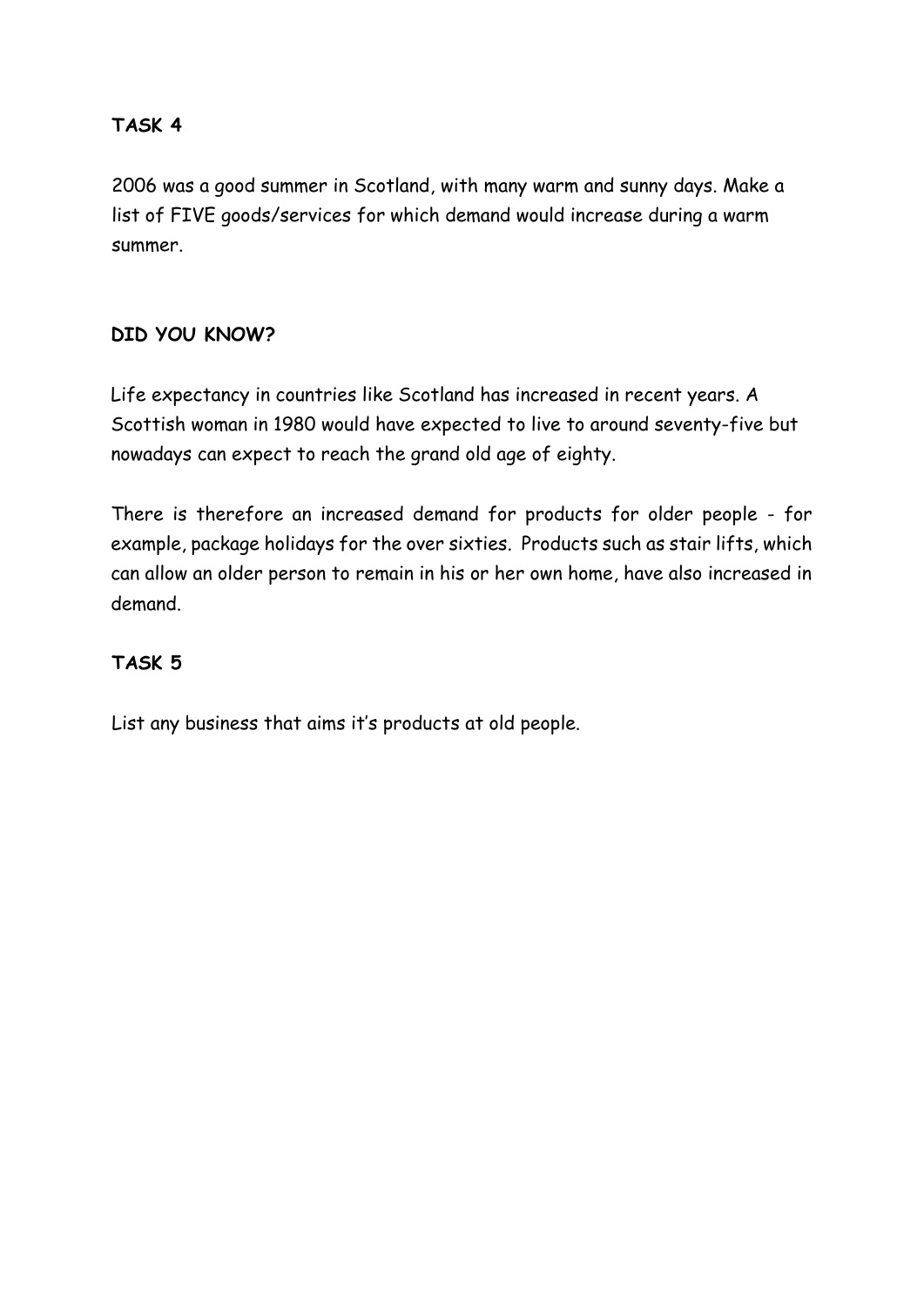**TASK 4**

2006 was a good summer in Scotland, with many warm and sunny days. Make a list of FIVE goods/services for which demand would increase during a warm summer.

**DID YOU KNOW?**

Life expectancy in countries like Scotland has increased in recent years. A Scottish woman in 1980 would have expected to live to around seventy-five but nowadays can expect to reach the grand old age of eighty.

There is therefore an increased demand for products for older people - for example, package holidays for the over sixties. Products such as stair lifts, which can allow an older person to remain in his or her own home, have also increased in demand.

**TASK 5**

List any business that aims it's products at old people.